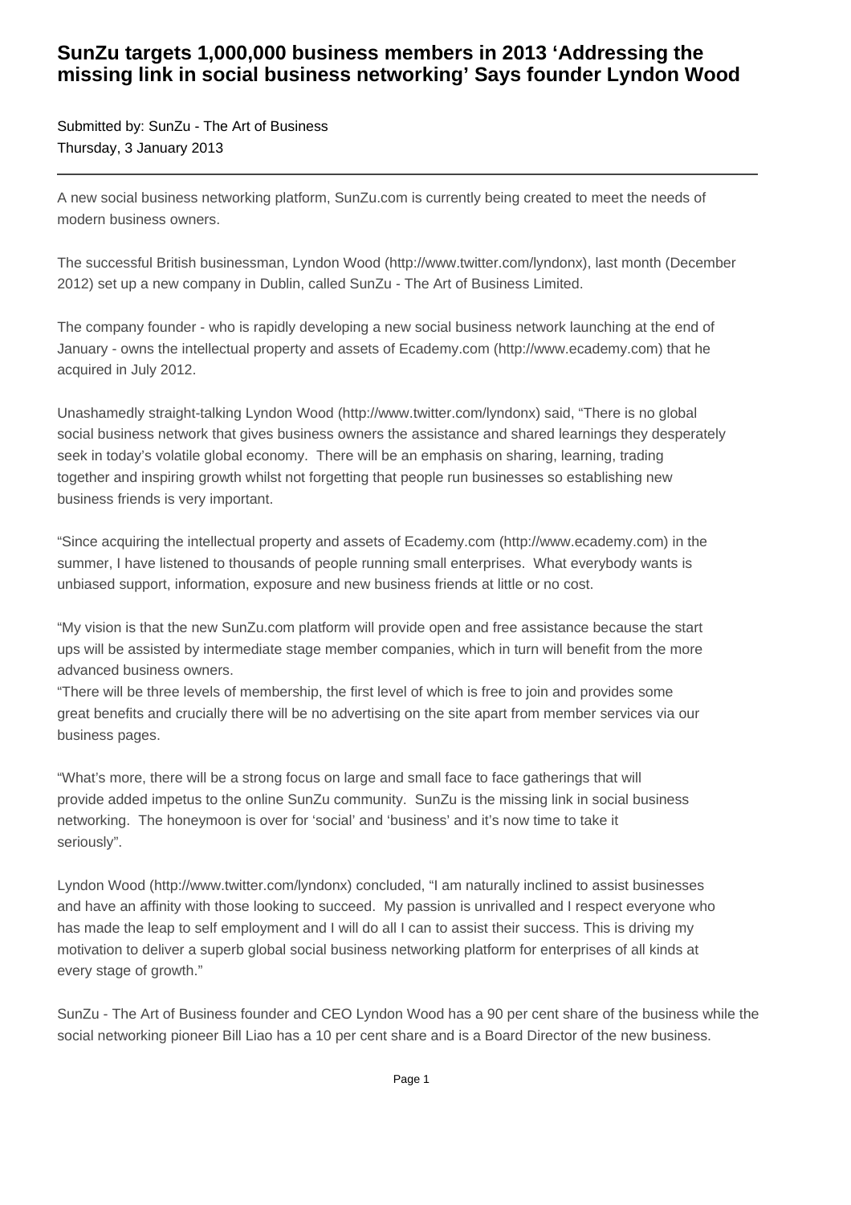# SunZu targets 1,000,000 business members in 2013 'Addressing the missing link in social business networking' Says founder Lyndon Wood

Submitted by: SunZu - The Art of Business
Thursday, 3 January 2013

---

A new social business networking platform, SunZu.com is currently being created to meet the needs of modern business owners.

The successful British businessman, Lyndon Wood (http://www.twitter.com/lyndonx), last month (December 2012) set up a new company in Dublin, called SunZu - The Art of Business Limited.

The company founder - who is rapidly developing a new social business network launching at the end of January - owns the intellectual property and assets of Ecademy.com (http://www.ecademy.com) that he acquired in July 2012.

Unashamedly straight-talking Lyndon Wood (http://www.twitter.com/lyndonx) said, "There is no global social business network that gives business owners the assistance and shared learnings they desperately seek in today's volatile global economy. There will be an emphasis on sharing, learning, trading together and inspiring growth whilst not forgetting that people run businesses so establishing new business friends is very important.

"Since acquiring the intellectual property and assets of Ecademy.com (http://www.ecademy.com) in the summer, I have listened to thousands of people running small enterprises. What everybody wants is unbiased support, information, exposure and new business friends at little or no cost.

"My vision is that the new SunZu.com platform will provide open and free assistance because the start ups will be assisted by intermediate stage member companies, which in turn will benefit from the more advanced business owners.
"There will be three levels of membership, the first level of which is free to join and provides some great benefits and crucially there will be no advertising on the site apart from member services via our business pages.

"What's more, there will be a strong focus on large and small face to face gatherings that will provide added impetus to the online SunZu community. SunZu is the missing link in social business networking. The honeymoon is over for 'social' and 'business' and it's now time to take it seriously".

Lyndon Wood (http://www.twitter.com/lyndonx) concluded, "I am naturally inclined to assist businesses and have an affinity with those looking to succeed. My passion is unrivalled and I respect everyone who has made the leap to self employment and I will do all I can to assist their success. This is driving my motivation to deliver a superb global social business networking platform for enterprises of all kinds at every stage of growth."

SunZu - The Art of Business founder and CEO Lyndon Wood has a 90 per cent share of the business while the social networking pioneer Bill Liao has a 10 per cent share and is a Board Director of the new business.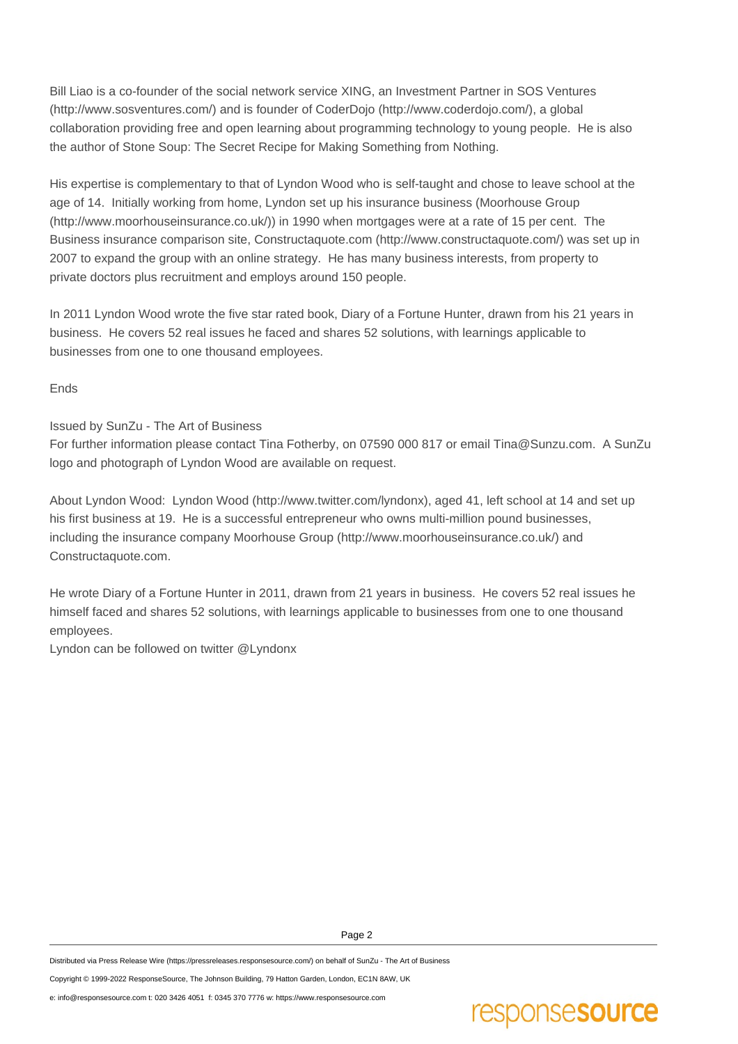Bill Liao is a co-founder of the social network service XING, an Investment Partner in SOS Ventures (http://www.sosventures.com/) and is founder of CoderDojo (http://www.coderdojo.com/), a global collaboration providing free and open learning about programming technology to young people. He is also the author of Stone Soup: The Secret Recipe for Making Something from Nothing.

His expertise is complementary to that of Lyndon Wood who is self-taught and chose to leave school at the age of 14. Initially working from home, Lyndon set up his insurance business (Moorhouse Group (http://www.moorhouseinsurance.co.uk/)) in 1990 when mortgages were at a rate of 15 per cent. The Business insurance comparison site, Constructaquote.com (http://www.constructaquote.com/) was set up in 2007 to expand the group with an online strategy. He has many business interests, from property to private doctors plus recruitment and employs around 150 people.

In 2011 Lyndon Wood wrote the five star rated book, Diary of a Fortune Hunter, drawn from his 21 years in business. He covers 52 real issues he faced and shares 52 solutions, with learnings applicable to businesses from one to one thousand employees.

Ends

Issued by SunZu - The Art of Business
For further information please contact Tina Fotherby, on 07590 000 817 or email Tina@Sunzu.com. A SunZu logo and photograph of Lyndon Wood are available on request.

About Lyndon Wood: Lyndon Wood (http://www.twitter.com/lyndonx), aged 41, left school at 14 and set up his first business at 19. He is a successful entrepreneur who owns multi-million pound businesses, including the insurance company Moorhouse Group (http://www.moorhouseinsurance.co.uk/) and Constructaquote.com.

He wrote Diary of a Fortune Hunter in 2011, drawn from 21 years in business. He covers 52 real issues he himself faced and shares 52 solutions, with learnings applicable to businesses from one to one thousand employees.
Lyndon can be followed on twitter @Lyndonx

Distributed via Press Release Wire (https://pressreleases.responsesource.com/) on behalf of SunZu - The Art of Business

Copyright © 1999-2022 ResponseSource, The Johnson Building, 79 Hatton Garden, London, EC1N 8AW, UK

e: info@responsesource.com t: 020 3426 4051 f: 0345 370 7776 w: https://www.responsesource.com